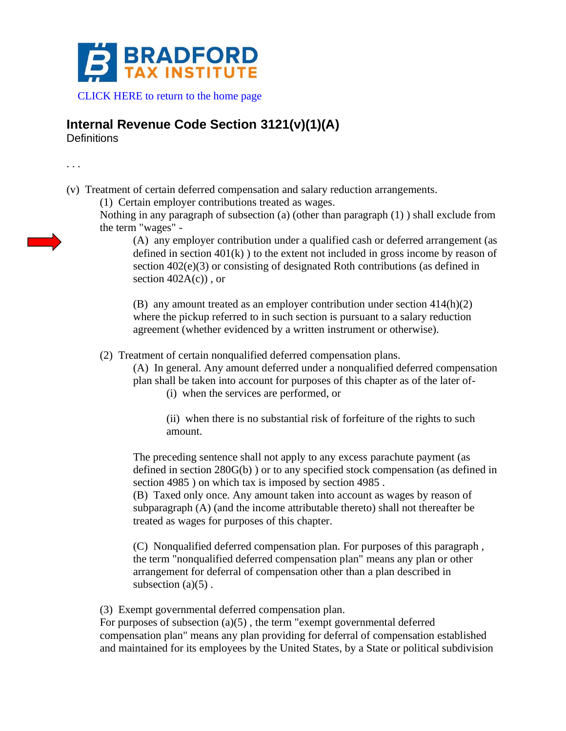BRADFORD TAX INSTITUTE

CLICK HERE to return to the home page

## Internal Revenue Code Section 3121(v)(1)(A)

Definitions

. . .

(v) Treatment of certain deferred compensation and salary reduction arrangements.

(1) Certain employer contributions treated as wages.

Nothing in any paragraph of subsection (a) (other than paragraph (1) ) shall exclude from the term "wages" -

(A) any employer contribution under a qualified cash or deferred arrangement (as defined in section 401(k) ) to the extent not included in gross income by reason of section 402(e)(3) or consisting of designated Roth contributions (as defined in section 402A(c)) , or

(B) any amount treated as an employer contribution under section 414(h)(2) where the pickup referred to in such section is pursuant to a salary reduction agreement (whether evidenced by a written instrument or otherwise).

(2) Treatment of certain nonqualified deferred compensation plans.

(A) In general. Any amount deferred under a nonqualified deferred compensation plan shall be taken into account for purposes of this chapter as of the later of-

(i) when the services are performed, or

(ii) when there is no substantial risk of forfeiture of the rights to such amount.

The preceding sentence shall not apply to any excess parachute payment (as defined in section 280G(b) ) or to any specified stock compensation (as defined in section 4985 ) on which tax is imposed by section 4985 .

(B) Taxed only once. Any amount taken into account as wages by reason of subparagraph (A) (and the income attributable thereto) shall not thereafter be treated as wages for purposes of this chapter.

(C) Nonqualified deferred compensation plan. For purposes of this paragraph , the term "nonqualified deferred compensation plan" means any plan or other arrangement for deferral of compensation other than a plan described in subsection (a)(5) .

(3) Exempt governmental deferred compensation plan.

For purposes of subsection (a)(5) , the term "exempt governmental deferred compensation plan" means any plan providing for deferral of compensation established and maintained for its employees by the United States, by a State or political subdivision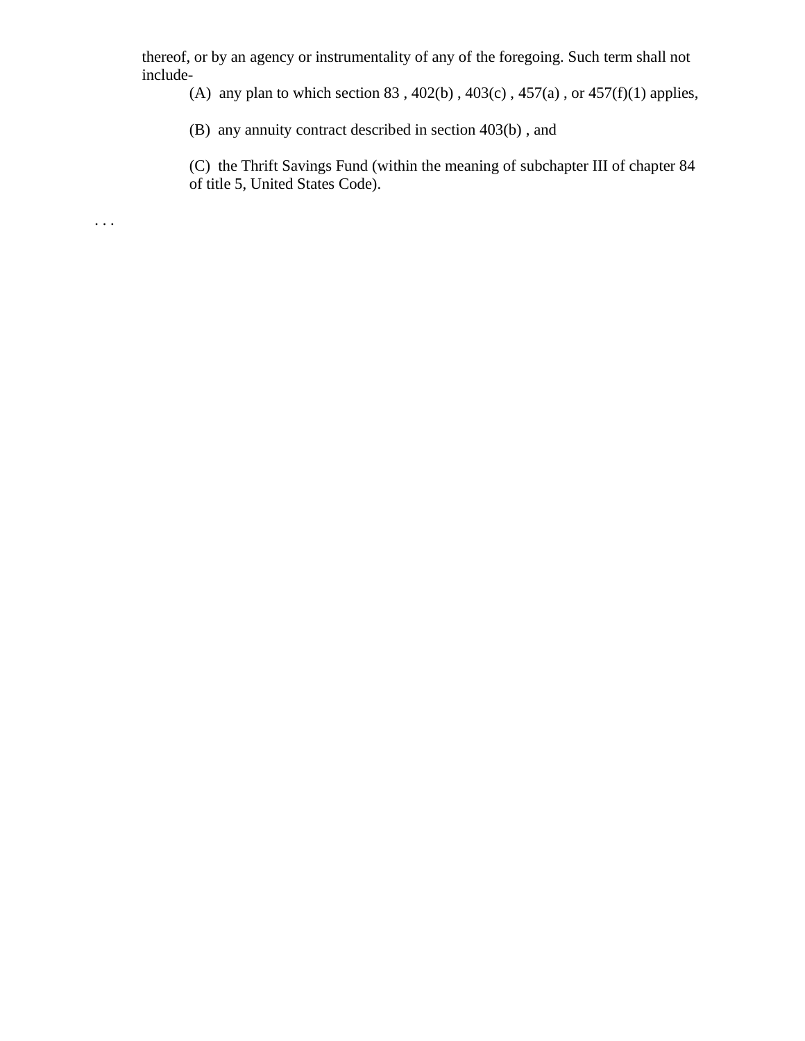thereof, or by an agency or instrumentality of any of the foregoing. Such term shall not include-

(A) any plan to which section 83 , 402(b) , 403(c) , 457(a) , or 457(f)(1) applies,

(B) any annuity contract described in section 403(b) , and

(C) the Thrift Savings Fund (within the meaning of subchapter III of chapter 84 of title 5, United States Code).

. . .